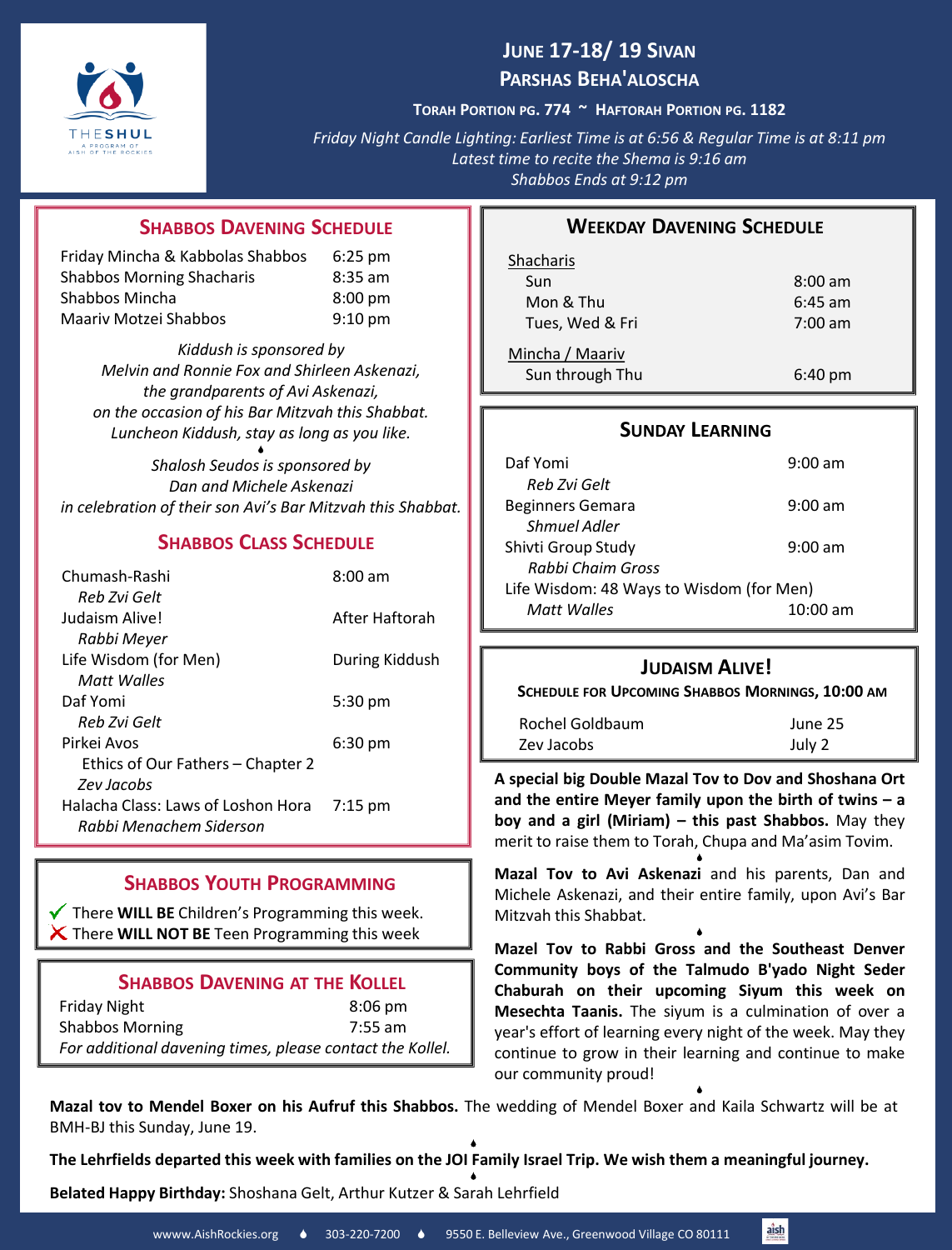THE SHUL
A PROGRAM OF AISH OF THE ROCKIES

# June 17-18/ 19 Sivan

## Parshas Beha'aloscha

**Torah Portion pg. 774 ~ Haftorah Portion pg. 1182**

*Friday Night Candle Lighting: Earliest Time is at 6:56 & Regular Time is at 8:11 pm*
*Latest time to recite the Shema is 9:16 am*
*Shabbos Ends at 9:12 pm*

### Shabbos Davening Schedule

| | |
|---|---|
| Friday Mincha & Kabbolas Shabbos | 6:25 pm |
| Shabbos Morning Shacharis | 8:35 am |
| Shabbos Mincha | 8:00 pm |
| Maariv Motzei Shabbos | 9:10 pm |

*Kiddush is sponsored by Melvin and Ronnie Fox and Shirleen Askenazi, the grandparents of Avi Askenazi, on the occasion of his Bar Mitzvah this Shabbat. Luncheon Kiddush, stay as long as you like.*

*Shalosh Seudos is sponsored by Dan and Michele Askenazi in celebration of their son Avi's Bar Mitzvah this Shabbat.*

### Shabbos Class Schedule

| | |
|---|---|
| Chumash-Rashi *Reb Zvi Gelt* | 8:00 am |
| Judaism Alive! *Rabbi Meyer* | After Haftorah |
| Life Wisdom (for Men) *Matt Walles* | During Kiddush |
| Daf Yomi *Reb Zvi Gelt* | 5:30 pm |
| Pirkei Avos — Ethics of Our Fathers – Chapter 2 *Zev Jacobs* | 6:30 pm |
| Halacha Class: Laws of Loshon Hora *Rabbi Menachem Siderson* | 7:15 pm |

### Shabbos Youth Programming

✓ There **WILL BE** Children's Programming this week.
✗ There **WILL NOT BE** Teen Programming this week

### Shabbos Davening at the Kollel

| | |
|---|---|
| Friday Night | 8:06 pm |
| Shabbos Morning | 7:55 am |

*For additional davening times, please contact the Kollel.*

### Weekday Davening Schedule

| | |
|---|---|
| Shacharis | |
| Sun | 8:00 am |
| Mon & Thu | 6:45 am |
| Tues, Wed & Fri | 7:00 am |
| Mincha / Maariv | |
| Sun through Thu | 6:40 pm |

### Sunday Learning

| | |
|---|---|
| Daf Yomi *Reb Zvi Gelt* | 9:00 am |
| Beginners Gemara *Shmuel Adler* | 9:00 am |
| Shivti Group Study *Rabbi Chaim Gross* | 9:00 am |
| Life Wisdom: 48 Ways to Wisdom (for Men) *Matt Walles* | 10:00 am |

### Judaism Alive!

**Schedule for Upcoming Shabbos Mornings, 10:00 am**

| | |
|---|---|
| Rochel Goldbaum | June 25 |
| Zev Jacobs | July 2 |

**A special big Double Mazal Tov to Dov and Shoshana Ort and the entire Meyer family upon the birth of twins – a boy and a girl (Miriam) – this past Shabbos.** May they merit to raise them to Torah, Chupa and Ma'asim Tovim.

**Mazal Tov to Avi Askenazi** and his parents, Dan and Michele Askenazi, and their entire family, upon Avi's Bar Mitzvah this Shabbat.

**Mazel Tov to Rabbi Gross and the Southeast Denver Community boys of the Talmudo B'yado Night Seder Chaburah on their upcoming Siyum this week on Mesechta Taanis.** The siyum is a culmination of over a year's effort of learning every night of the week. May they continue to grow in their learning and continue to make our community proud!

**Mazal tov to Mendel Boxer on his Aufruf this Shabbos.** The wedding of Mendel Boxer and Kaila Schwartz will be at BMH-BJ this Sunday, June 19.

**The Lehrfields departed this week with families on the JOI Family Israel Trip. We wish them a meaningful journey.**

**Belated Happy Birthday:** Shoshana Gelt, Arthur Kutzer & Sarah Lehrfield

wwww.AishRockies.org ♦ 303-220-7200 ♦ 9550 E. Belleview Ave., Greenwood Village CO 80111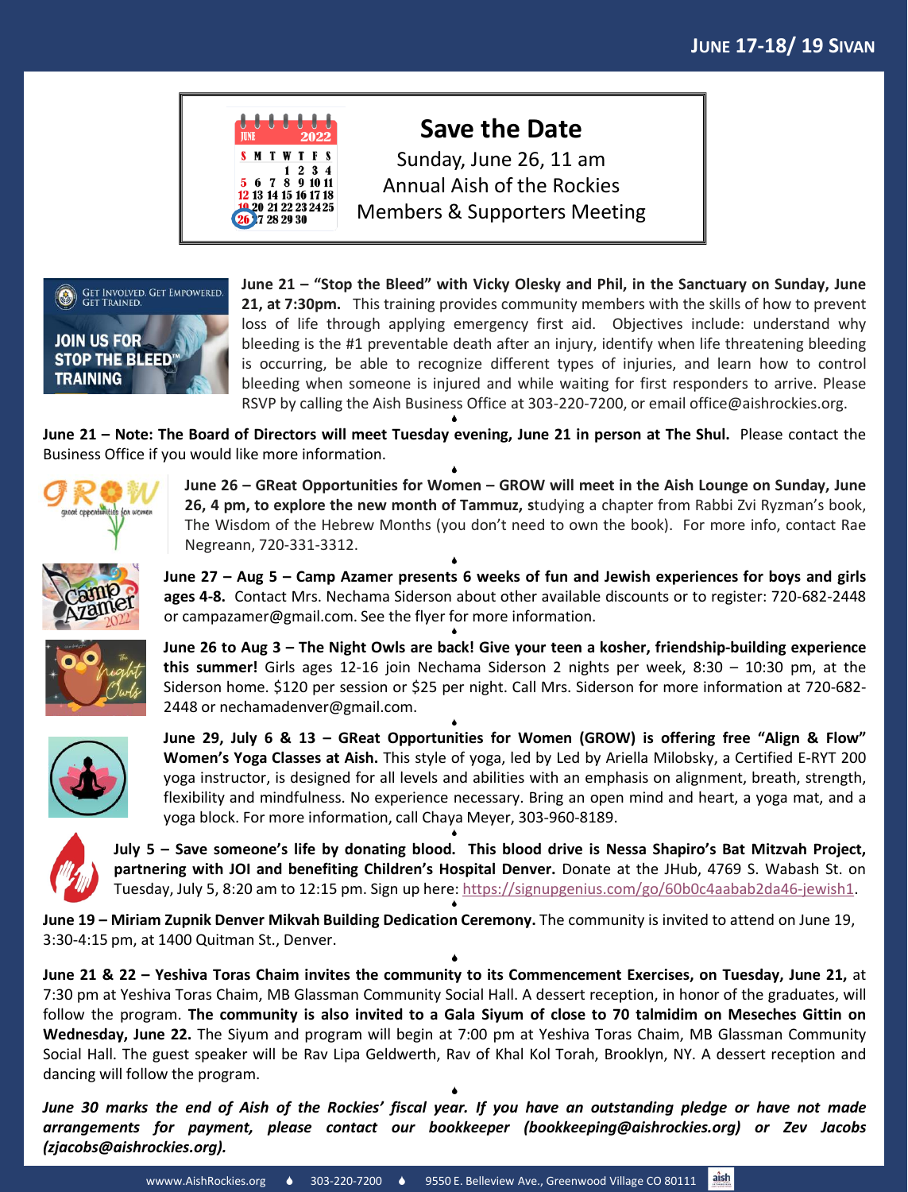## JUNE 17-18/ 19 SIVAN

### Save the Date

Sunday, June 26, 11 am
Annual Aish of the Rockies
Members & Supporters Meeting

**June 21 – "Stop the Bleed" with Vicky Olesky and Phil, in the Sanctuary on Sunday, June 21, at 7:30pm.** This training provides community members with the skills of how to prevent loss of life through applying emergency first aid. Objectives include: understand why bleeding is the #1 preventable death after an injury, identify when life threatening bleeding is occurring, be able to recognize different types of injuries, and learn how to control bleeding when someone is injured and while waiting for first responders to arrive. Please RSVP by calling the Aish Business Office at 303-220-7200, or email office@aishrockies.org.

**June 21 – Note: The Board of Directors will meet Tuesday evening, June 21 in person at The Shul.** Please contact the Business Office if you would like more information.

**June 26 – GReat Opportunities for Women – GROW will meet in the Aish Lounge on Sunday, June 26, 4 pm, to explore the new month of Tammuz, s**tudying a chapter from Rabbi Zvi Ryzman's book, The Wisdom of the Hebrew Months (you don't need to own the book). For more info, contact Rae Negreann, 720-331-3312.

**June 27 – Aug 5 – Camp Azamer presents 6 weeks of fun and Jewish experiences for boys and girls ages 4-8.** Contact Mrs. Nechama Siderson about other available discounts or to register: 720-682-2448 or campazamer@gmail.com. See the flyer for more information.

**June 26 to Aug 3 – The Night Owls are back! Give your teen a kosher, friendship-building experience this summer!** Girls ages 12-16 join Nechama Siderson 2 nights per week, 8:30 – 10:30 pm, at the Siderson home. $120 per session or $25 per night. Call Mrs. Siderson for more information at 720-682-2448 or nechamadenver@gmail.com.

**June 29, July 6 & 13 – GReat Opportunities for Women (GROW) is offering free "Align & Flow" Women's Yoga Classes at Aish.** This style of yoga, led by Led by Ariella Milobsky, a Certified E-RYT 200 yoga instructor, is designed for all levels and abilities with an emphasis on alignment, breath, strength, flexibility and mindfulness. No experience necessary. Bring an open mind and heart, a yoga mat, and a yoga block. For more information, call Chaya Meyer, 303-960-8189.

**July 5 – Save someone's life by donating blood. This blood drive is Nessa Shapiro's Bat Mitzvah Project, partnering with JOI and benefiting Children's Hospital Denver.** Donate at the JHub, 4769 S. Wabash St. on Tuesday, July 5, 8:20 am to 12:15 pm. Sign up here: https://signupgenius.com/go/60b0c4aabab2da46-jewish1.

**June 19 – Miriam Zupnik Denver Mikvah Building Dedication Ceremony.** The community is invited to attend on June 19, 3:30-4:15 pm, at 1400 Quitman St., Denver.

**June 21 & 22 – Yeshiva Toras Chaim invites the community to its Commencement Exercises, on Tuesday, June 21,** at 7:30 pm at Yeshiva Toras Chaim, MB Glassman Community Social Hall. A dessert reception, in honor of the graduates, will follow the program. **The community is also invited to a Gala Siyum of close to 70 talmidim on Meseches Gittin on Wednesday, June 22.** The Siyum and program will begin at 7:00 pm at Yeshiva Toras Chaim, MB Glassman Community Social Hall. The guest speaker will be Rav Lipa Geldwerth, Rav of Khal Kol Torah, Brooklyn, NY. A dessert reception and dancing will follow the program.

***June 30 marks the end of Aish of the Rockies' fiscal year. If you have an outstanding pledge or have not made arrangements for payment, please contact our bookkeeper (bookkeeping@aishrockies.org) or Zev Jacobs (zjacobs@aishrockies.org).***

wwww.AishRockies.org ♦ 303-220-7200 ♦ 9550 E. Belleview Ave., Greenwood Village CO 80111